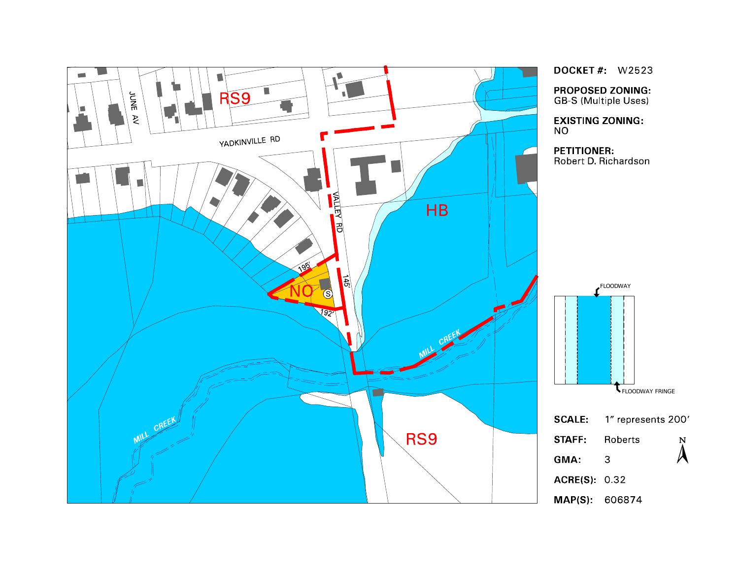**DOCKET #:** W2523

**PROPOSED ZONING:**
GB-S (Multiple Uses)

**EXISTING ZONING:**
NO

**PETITIONER:**
Robert D. Richardson

FLOODWAY

FLOODWAY FRINGE

**SCALE:** 1" represents 200'

**STAFF:** Roberts

**GMA:** 3

**ACRE(S):** 0.32

**MAP(S):** 606874

RS9

YADKINVILLE RD

JUNE AV

VALLEY RD

HB

NO

195'

145'

192'

MILL CREEK

MILL CREEK

RS9

N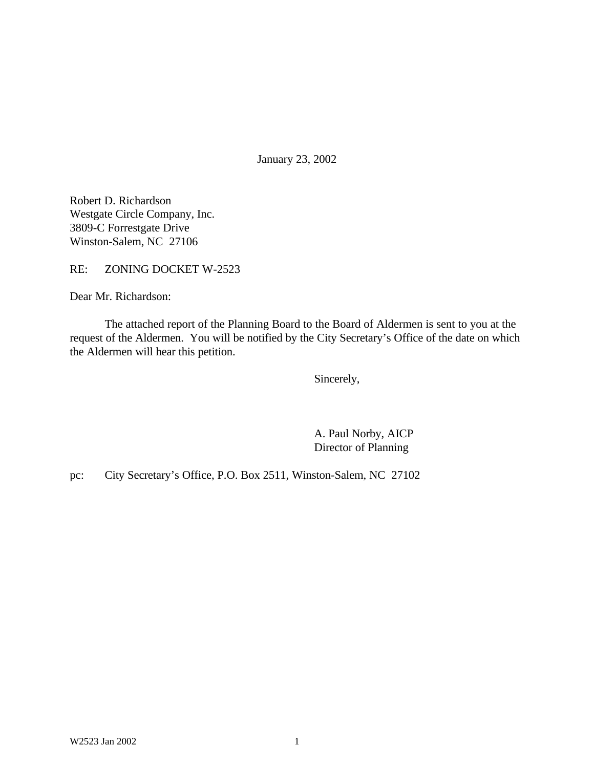January 23, 2002

Robert D. Richardson
Westgate Circle Company, Inc.
3809-C Forrestgate Drive
Winston-Salem, NC 27106

RE: ZONING DOCKET W-2523

Dear Mr. Richardson:

The attached report of the Planning Board to the Board of Aldermen is sent to you at the request of the Aldermen. You will be notified by the City Secretary's Office of the date on which the Aldermen will hear this petition.

Sincerely,

A. Paul Norby, AICP
Director of Planning

pc: City Secretary's Office, P.O. Box 2511, Winston-Salem, NC 27102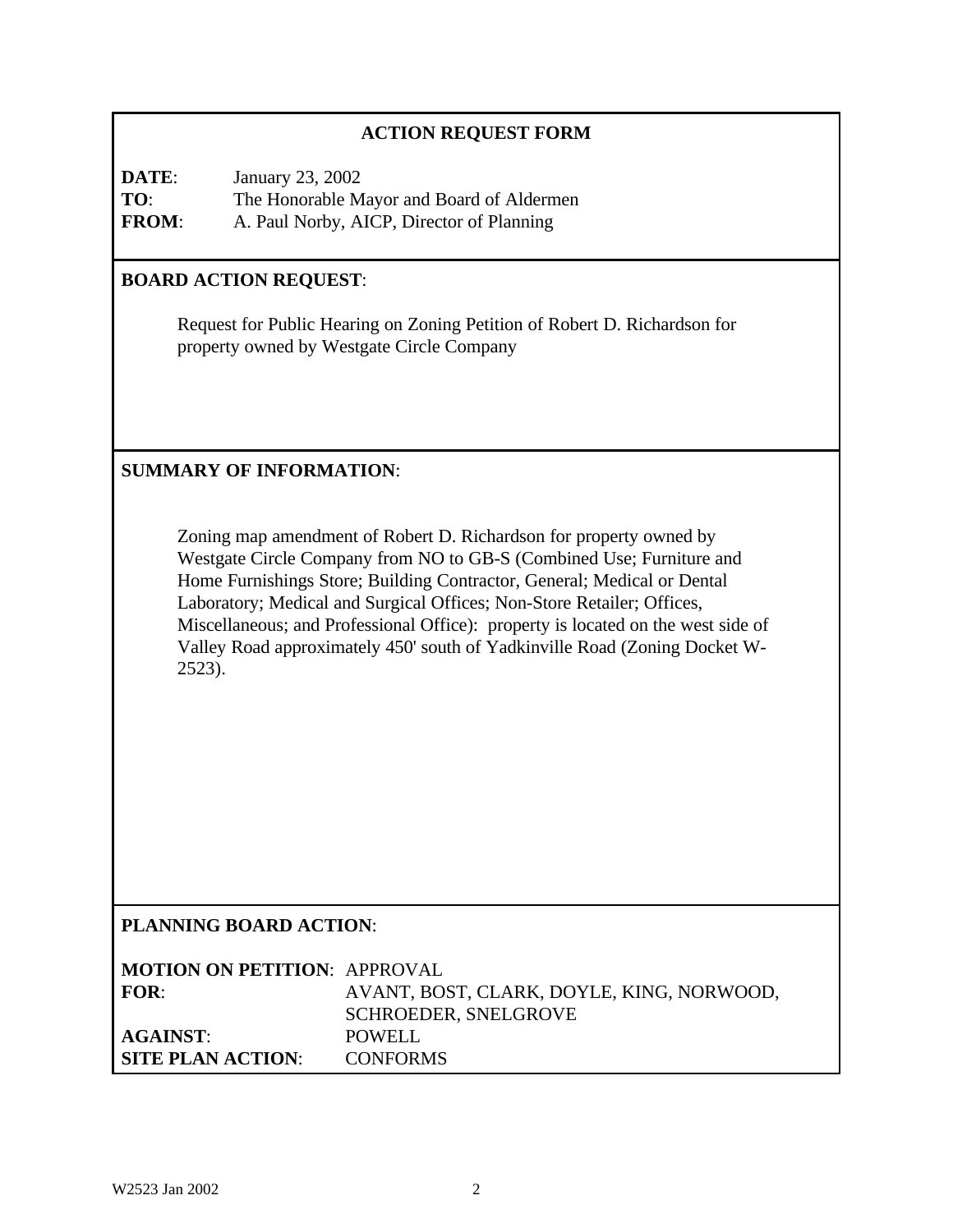## ACTION REQUEST FORM

**DATE**: January 23, 2002
**TO**: The Honorable Mayor and Board of Aldermen
**FROM**: A. Paul Norby, AICP, Director of Planning

**BOARD ACTION REQUEST**:

Request for Public Hearing on Zoning Petition of Robert D. Richardson for property owned by Westgate Circle Company

**SUMMARY OF INFORMATION**:

Zoning map amendment of Robert D. Richardson for property owned by Westgate Circle Company from NO to GB-S (Combined Use; Furniture and Home Furnishings Store; Building Contractor, General; Medical or Dental Laboratory; Medical and Surgical Offices; Non-Store Retailer; Offices, Miscellaneous; and Professional Office): property is located on the west side of Valley Road approximately 450' south of Yadkinville Road (Zoning Docket W-2523).

**PLANNING BOARD ACTION**:

**MOTION ON PETITION**: APPROVAL
**FOR**: AVANT, BOST, CLARK, DOYLE, KING, NORWOOD, SCHROEDER, SNELGROVE
**AGAINST**: POWELL
**SITE PLAN ACTION**: CONFORMS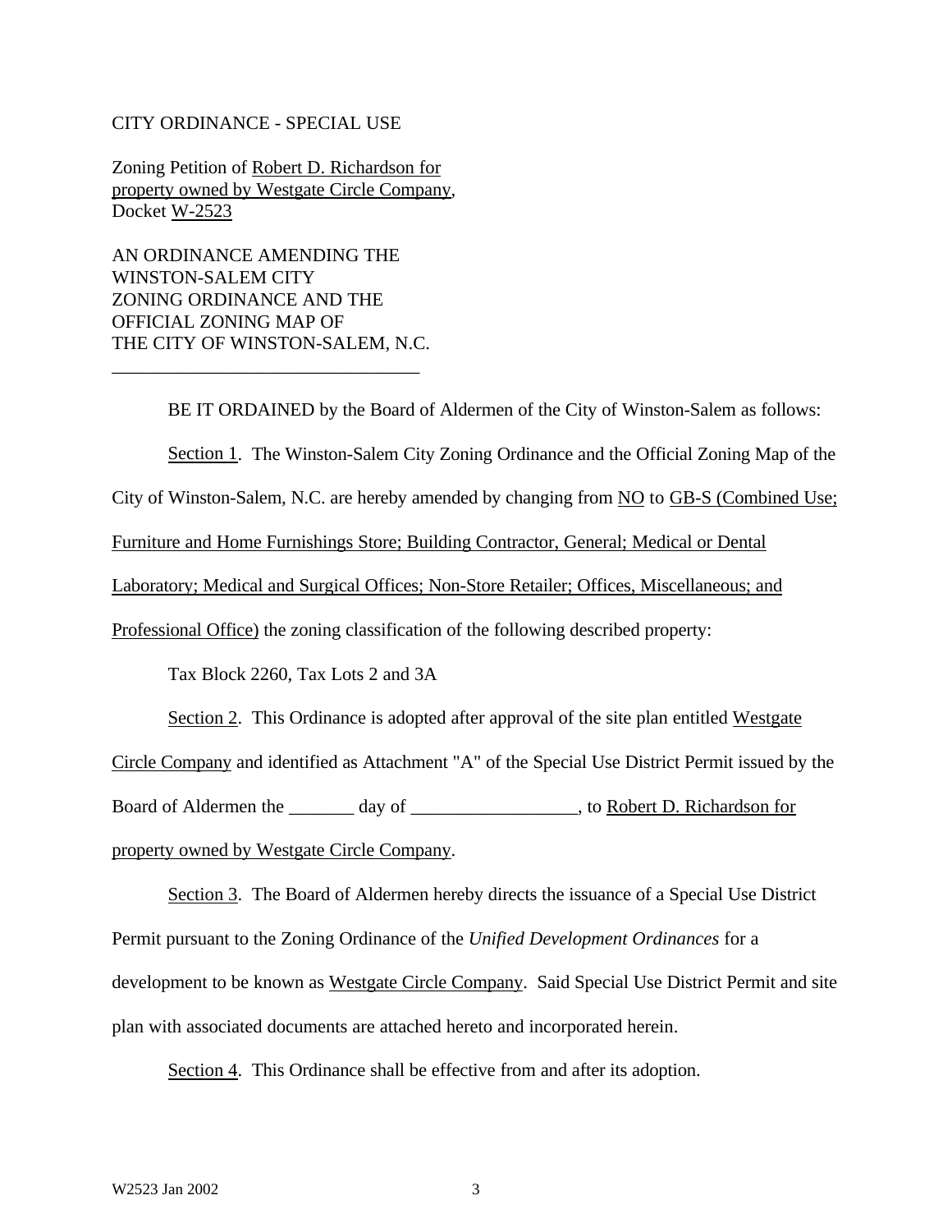CITY ORDINANCE - SPECIAL USE

Zoning Petition of Robert D. Richardson for property owned by Westgate Circle Company, Docket W-2523

AN ORDINANCE AMENDING THE WINSTON-SALEM CITY ZONING ORDINANCE AND THE OFFICIAL ZONING MAP OF THE CITY OF WINSTON-SALEM, N.C.

---

BE IT ORDAINED by the Board of Aldermen of the City of Winston-Salem as follows:

Section 1. The Winston-Salem City Zoning Ordinance and the Official Zoning Map of the City of Winston-Salem, N.C. are hereby amended by changing from NO to GB-S (Combined Use; Furniture and Home Furnishings Store; Building Contractor, General; Medical or Dental Laboratory; Medical and Surgical Offices; Non-Store Retailer; Offices, Miscellaneous; and Professional Office) the zoning classification of the following described property:

Tax Block 2260, Tax Lots 2 and 3A

Section 2. This Ordinance is adopted after approval of the site plan entitled Westgate Circle Company and identified as Attachment "A" of the Special Use District Permit issued by the Board of Aldermen the _______ day of __________________, to Robert D. Richardson for property owned by Westgate Circle Company.

Section 3. The Board of Aldermen hereby directs the issuance of a Special Use District Permit pursuant to the Zoning Ordinance of the *Unified Development Ordinances* for a development to be known as Westgate Circle Company. Said Special Use District Permit and site plan with associated documents are attached hereto and incorporated herein.

Section 4. This Ordinance shall be effective from and after its adoption.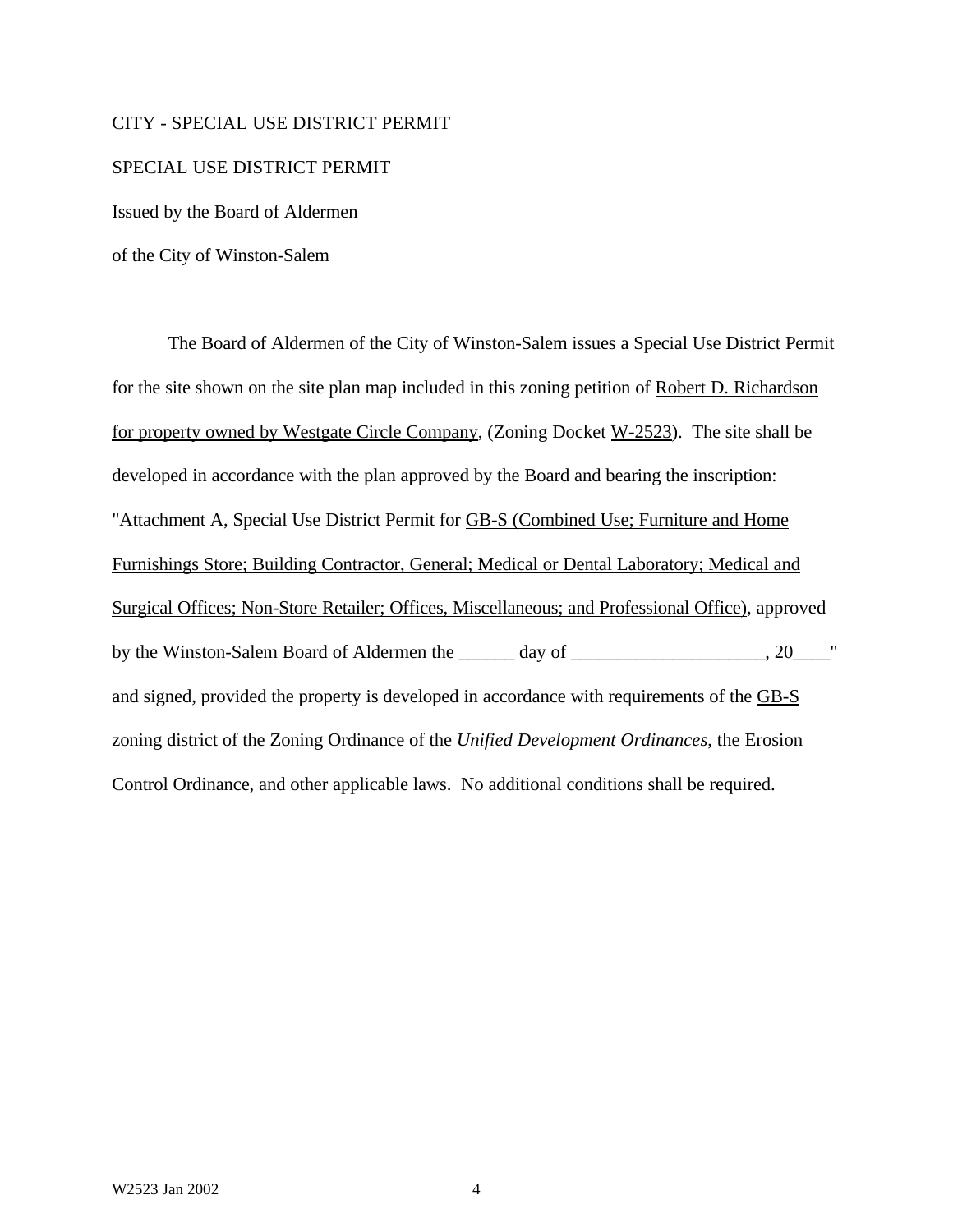CITY - SPECIAL USE DISTRICT PERMIT

SPECIAL USE DISTRICT PERMIT

Issued by the Board of Aldermen

of the City of Winston-Salem

The Board of Aldermen of the City of Winston-Salem issues a Special Use District Permit for the site shown on the site plan map included in this zoning petition of Robert D. Richardson for property owned by Westgate Circle Company, (Zoning Docket W-2523). The site shall be developed in accordance with the plan approved by the Board and bearing the inscription: "Attachment A, Special Use District Permit for GB-S (Combined Use; Furniture and Home Furnishings Store; Building Contractor, General; Medical or Dental Laboratory; Medical and Surgical Offices; Non-Store Retailer; Offices, Miscellaneous; and Professional Office), approved by the Winston-Salem Board of Aldermen the ______ day of ____________________, 20____" and signed, provided the property is developed in accordance with requirements of the GB-S zoning district of the Zoning Ordinance of the *Unified Development Ordinances*, the Erosion Control Ordinance, and other applicable laws. No additional conditions shall be required.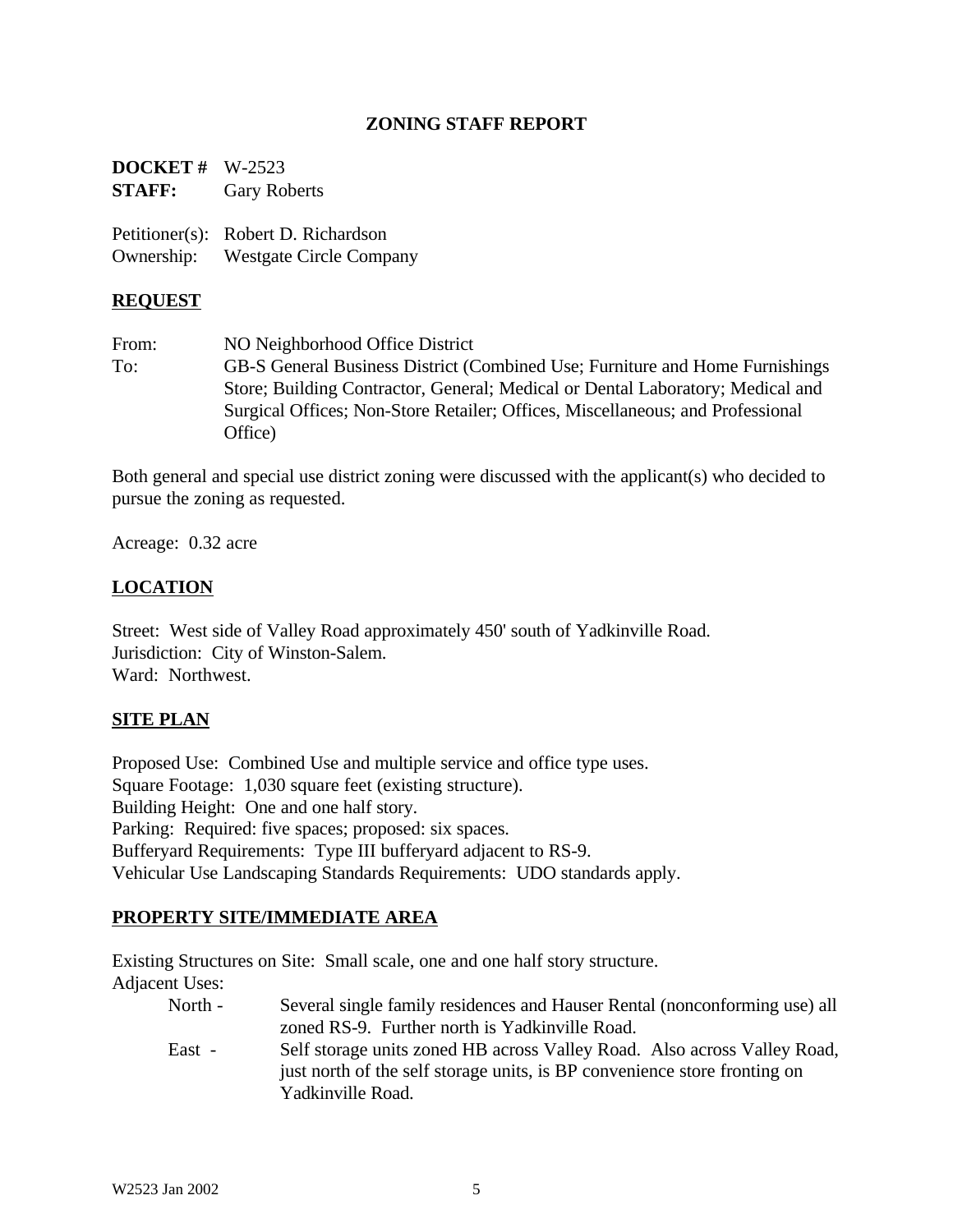## ZONING STAFF REPORT

**DOCKET #** W-2523
**STAFF:** Gary Roberts

Petitioner(s): Robert D. Richardson
Ownership: Westgate Circle Company

### REQUEST

From: NO Neighborhood Office District
To: GB-S General Business District (Combined Use; Furniture and Home Furnishings Store; Building Contractor, General; Medical or Dental Laboratory; Medical and Surgical Offices; Non-Store Retailer; Offices, Miscellaneous; and Professional Office)

Both general and special use district zoning were discussed with the applicant(s) who decided to pursue the zoning as requested.

Acreage: 0.32 acre

### LOCATION

Street: West side of Valley Road approximately 450' south of Yadkinville Road.
Jurisdiction: City of Winston-Salem.
Ward: Northwest.

### SITE PLAN

Proposed Use: Combined Use and multiple service and office type uses.
Square Footage: 1,030 square feet (existing structure).
Building Height: One and one half story.
Parking: Required: five spaces; proposed: six spaces.
Bufferyard Requirements: Type III bufferyard adjacent to RS-9.
Vehicular Use Landscaping Standards Requirements: UDO standards apply.

### PROPERTY SITE/IMMEDIATE AREA

Existing Structures on Site: Small scale, one and one half story structure.
Adjacent Uses:

- North - Several single family residences and Hauser Rental (nonconforming use) all zoned RS-9. Further north is Yadkinville Road.
- East - Self storage units zoned HB across Valley Road. Also across Valley Road, just north of the self storage units, is BP convenience store fronting on Yadkinville Road.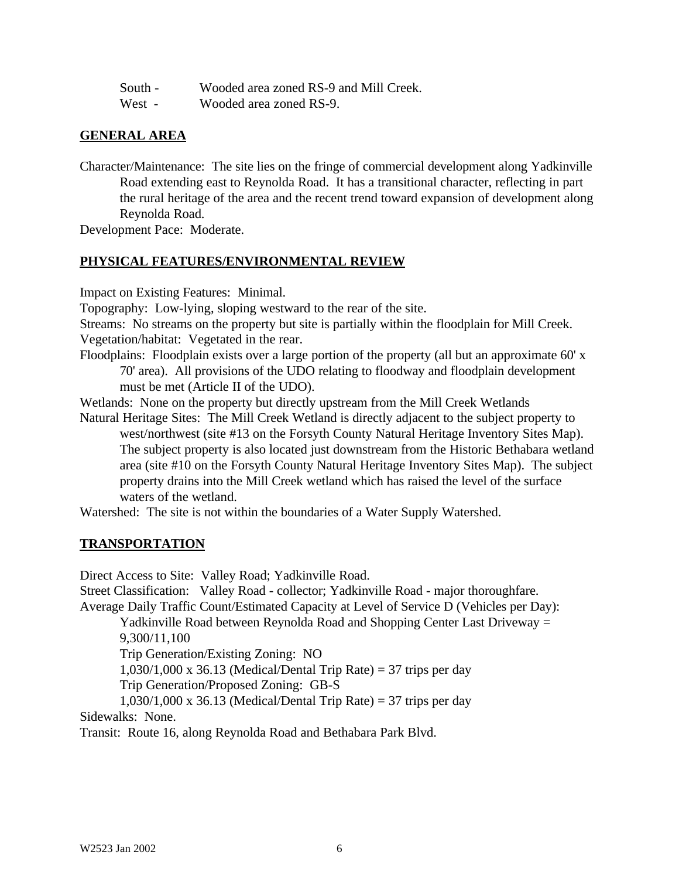South - Wooded area zoned RS-9 and Mill Creek.
West - Wooded area zoned RS-9.

## GENERAL AREA

Character/Maintenance: The site lies on the fringe of commercial development along Yadkinville Road extending east to Reynolda Road. It has a transitional character, reflecting in part the rural heritage of the area and the recent trend toward expansion of development along Reynolda Road.

Development Pace: Moderate.

## PHYSICAL FEATURES/ENVIRONMENTAL REVIEW

Impact on Existing Features: Minimal.

Topography: Low-lying, sloping westward to the rear of the site.

Streams: No streams on the property but site is partially within the floodplain for Mill Creek.

Vegetation/habitat: Vegetated in the rear.

Floodplains: Floodplain exists over a large portion of the property (all but an approximate 60' x 70' area). All provisions of the UDO relating to floodway and floodplain development must be met (Article II of the UDO).

Wetlands: None on the property but directly upstream from the Mill Creek Wetlands

Natural Heritage Sites: The Mill Creek Wetland is directly adjacent to the subject property to west/northwest (site #13 on the Forsyth County Natural Heritage Inventory Sites Map). The subject property is also located just downstream from the Historic Bethabara wetland area (site #10 on the Forsyth County Natural Heritage Inventory Sites Map). The subject property drains into the Mill Creek wetland which has raised the level of the surface waters of the wetland.

Watershed: The site is not within the boundaries of a Water Supply Watershed.

## TRANSPORTATION

Direct Access to Site: Valley Road; Yadkinville Road.

Street Classification: Valley Road - collector; Yadkinville Road - major thoroughfare.

Average Daily Traffic Count/Estimated Capacity at Level of Service D (Vehicles per Day):

Yadkinville Road between Reynolda Road and Shopping Center Last Driveway = 9,300/11,100

Trip Generation/Existing Zoning: NO

1,030/1,000 x 36.13 (Medical/Dental Trip Rate) = 37 trips per day

Trip Generation/Proposed Zoning: GB-S

1,030/1,000 x 36.13 (Medical/Dental Trip Rate) = 37 trips per day

Sidewalks: None.

Transit: Route 16, along Reynolda Road and Bethabara Park Blvd.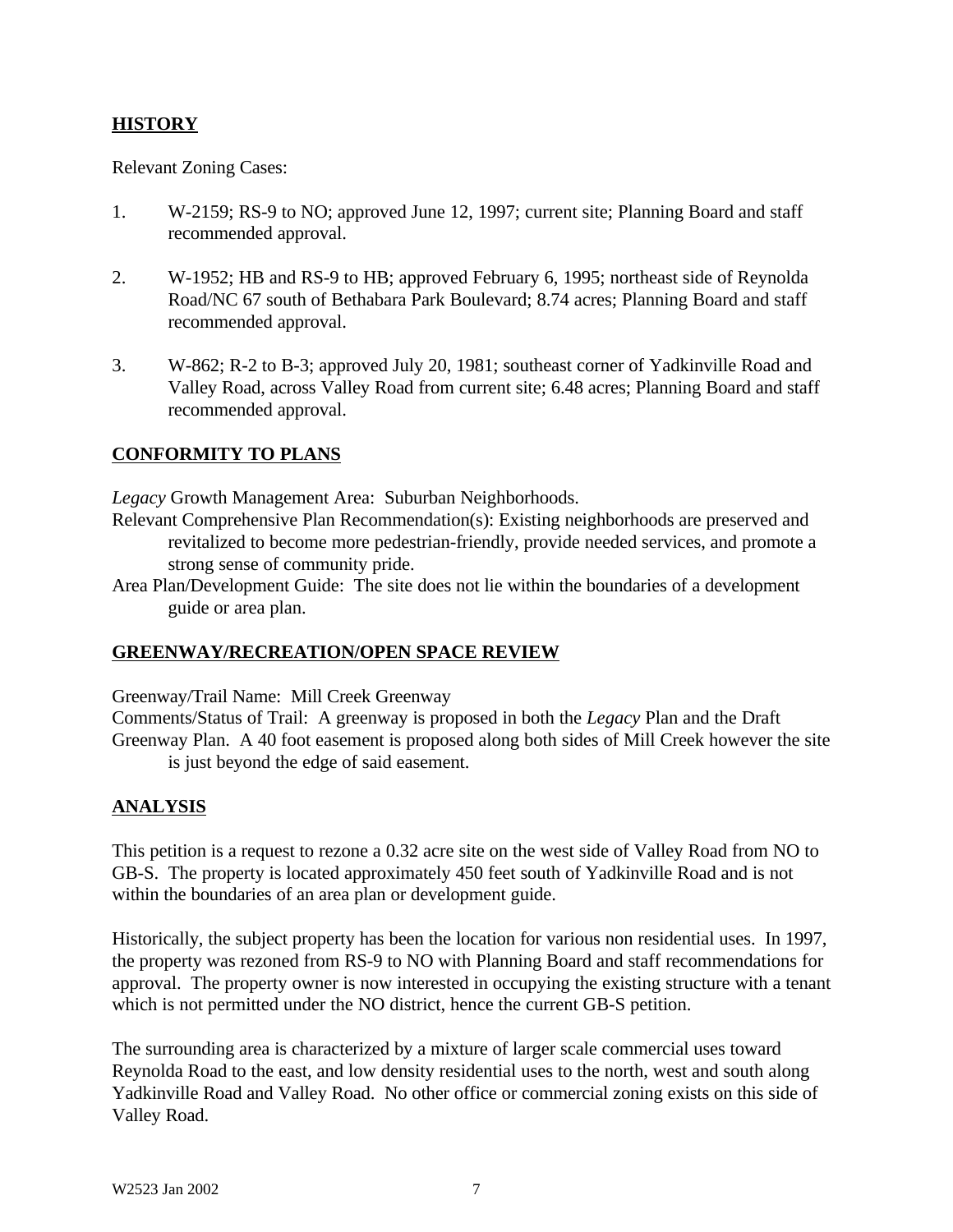## HISTORY

Relevant Zoning Cases:

1. W-2159; RS-9 to NO; approved June 12, 1997; current site; Planning Board and staff recommended approval.

2. W-1952; HB and RS-9 to HB; approved February 6, 1995; northeast side of Reynolda Road/NC 67 south of Bethabara Park Boulevard; 8.74 acres; Planning Board and staff recommended approval.

3. W-862; R-2 to B-3; approved July 20, 1981; southeast corner of Yadkinville Road and Valley Road, across Valley Road from current site; 6.48 acres; Planning Board and staff recommended approval.

## CONFORMITY TO PLANS

*Legacy* Growth Management Area: Suburban Neighborhoods.

Relevant Comprehensive Plan Recommendation(s): Existing neighborhoods are preserved and revitalized to become more pedestrian-friendly, provide needed services, and promote a strong sense of community pride.

Area Plan/Development Guide: The site does not lie within the boundaries of a development guide or area plan.

## GREENWAY/RECREATION/OPEN SPACE REVIEW

Greenway/Trail Name: Mill Creek Greenway

Comments/Status of Trail: A greenway is proposed in both the *Legacy* Plan and the Draft Greenway Plan. A 40 foot easement is proposed along both sides of Mill Creek however the site is just beyond the edge of said easement.

## ANALYSIS

This petition is a request to rezone a 0.32 acre site on the west side of Valley Road from NO to GB-S. The property is located approximately 450 feet south of Yadkinville Road and is not within the boundaries of an area plan or development guide.

Historically, the subject property has been the location for various non residential uses. In 1997, the property was rezoned from RS-9 to NO with Planning Board and staff recommendations for approval. The property owner is now interested in occupying the existing structure with a tenant which is not permitted under the NO district, hence the current GB-S petition.

The surrounding area is characterized by a mixture of larger scale commercial uses toward Reynolda Road to the east, and low density residential uses to the north, west and south along Yadkinville Road and Valley Road. No other office or commercial zoning exists on this side of Valley Road.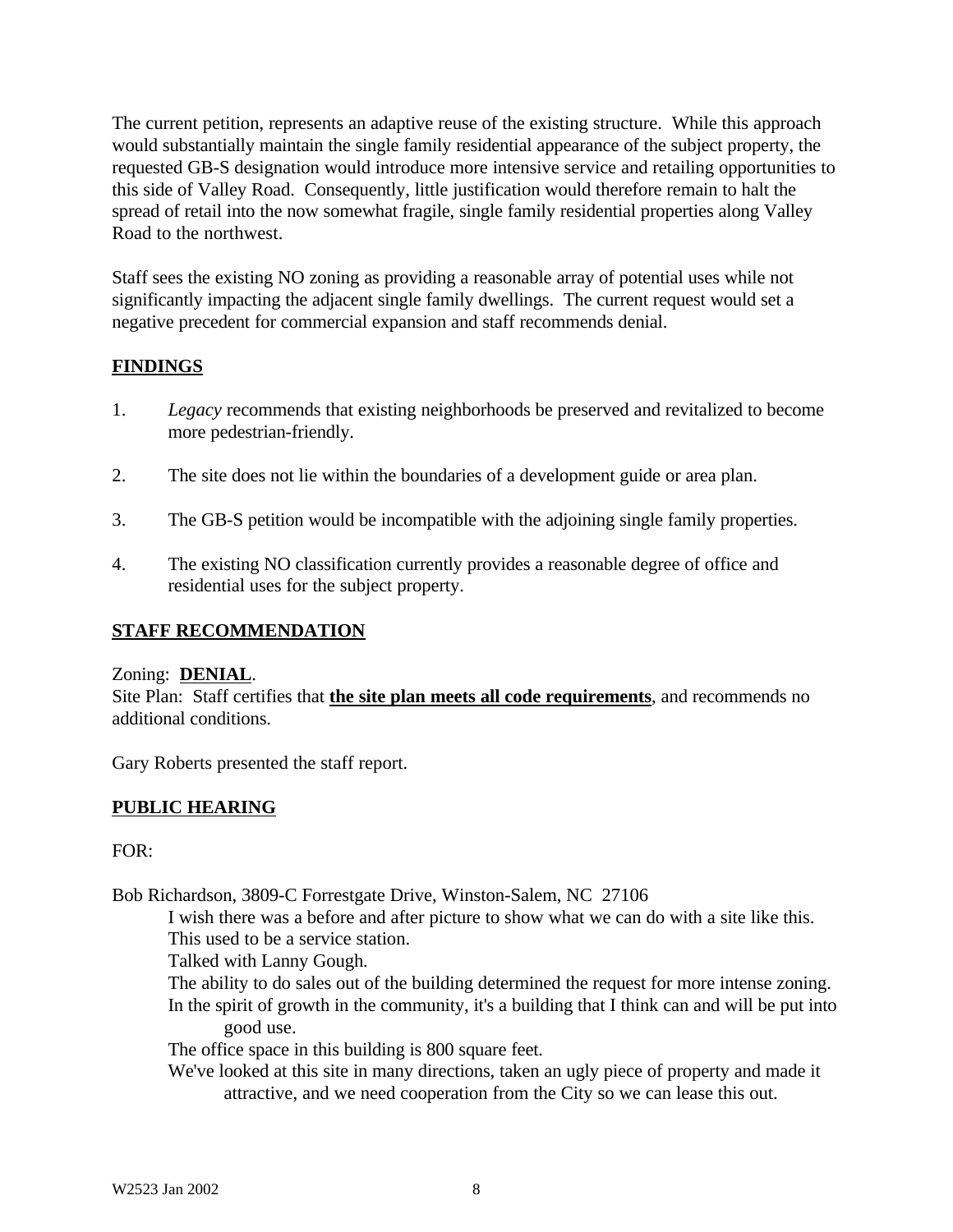The current petition, represents an adaptive reuse of the existing structure. While this approach would substantially maintain the single family residential appearance of the subject property, the requested GB-S designation would introduce more intensive service and retailing opportunities to this side of Valley Road. Consequently, little justification would therefore remain to halt the spread of retail into the now somewhat fragile, single family residential properties along Valley Road to the northwest.

Staff sees the existing NO zoning as providing a reasonable array of potential uses while not significantly impacting the adjacent single family dwellings. The current request would set a negative precedent for commercial expansion and staff recommends denial.

## FINDINGS

1. *Legacy* recommends that existing neighborhoods be preserved and revitalized to become more pedestrian-friendly.

2. The site does not lie within the boundaries of a development guide or area plan.

3. The GB-S petition would be incompatible with the adjoining single family properties.

4. The existing NO classification currently provides a reasonable degree of office and residential uses for the subject property.

## STAFF RECOMMENDATION

Zoning: **DENIAL**.
Site Plan: Staff certifies that **the site plan meets all code requirements**, and recommends no additional conditions.

Gary Roberts presented the staff report.

## PUBLIC HEARING

FOR:

Bob Richardson, 3809-C Forrestgate Drive, Winston-Salem, NC 27106

- I wish there was a before and after picture to show what we can do with a site like this.
- This used to be a service station.
- Talked with Lanny Gough.
- The ability to do sales out of the building determined the request for more intense zoning.
- In the spirit of growth in the community, it's a building that I think can and will be put into good use.
- The office space in this building is 800 square feet.
- We've looked at this site in many directions, taken an ugly piece of property and made it attractive, and we need cooperation from the City so we can lease this out.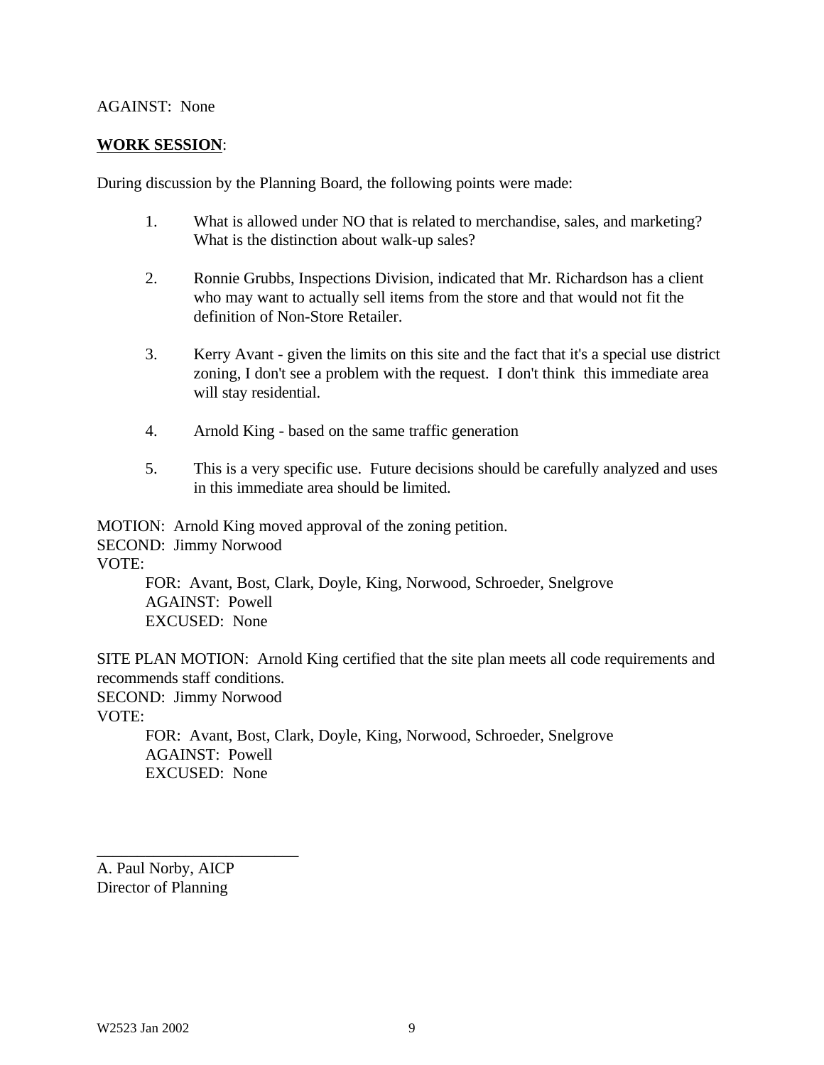AGAINST: None

**WORK SESSION**:

During discussion by the Planning Board, the following points were made:

1. What is allowed under NO that is related to merchandise, sales, and marketing? What is the distinction about walk-up sales?

2. Ronnie Grubbs, Inspections Division, indicated that Mr. Richardson has a client who may want to actually sell items from the store and that would not fit the definition of Non-Store Retailer.

3. Kerry Avant - given the limits on this site and the fact that it's a special use district zoning, I don't see a problem with the request. I don't think this immediate area will stay residential.

4. Arnold King - based on the same traffic generation

5. This is a very specific use. Future decisions should be carefully analyzed and uses in this immediate area should be limited.

MOTION: Arnold King moved approval of the zoning petition.
SECOND: Jimmy Norwood
VOTE:
FOR: Avant, Bost, Clark, Doyle, King, Norwood, Schroeder, Snelgrove
AGAINST: Powell
EXCUSED: None

SITE PLAN MOTION: Arnold King certified that the site plan meets all code requirements and recommends staff conditions.
SECOND: Jimmy Norwood
VOTE:
FOR: Avant, Bost, Clark, Doyle, King, Norwood, Schroeder, Snelgrove
AGAINST: Powell
EXCUSED: None

_________________________
A. Paul Norby, AICP
Director of Planning